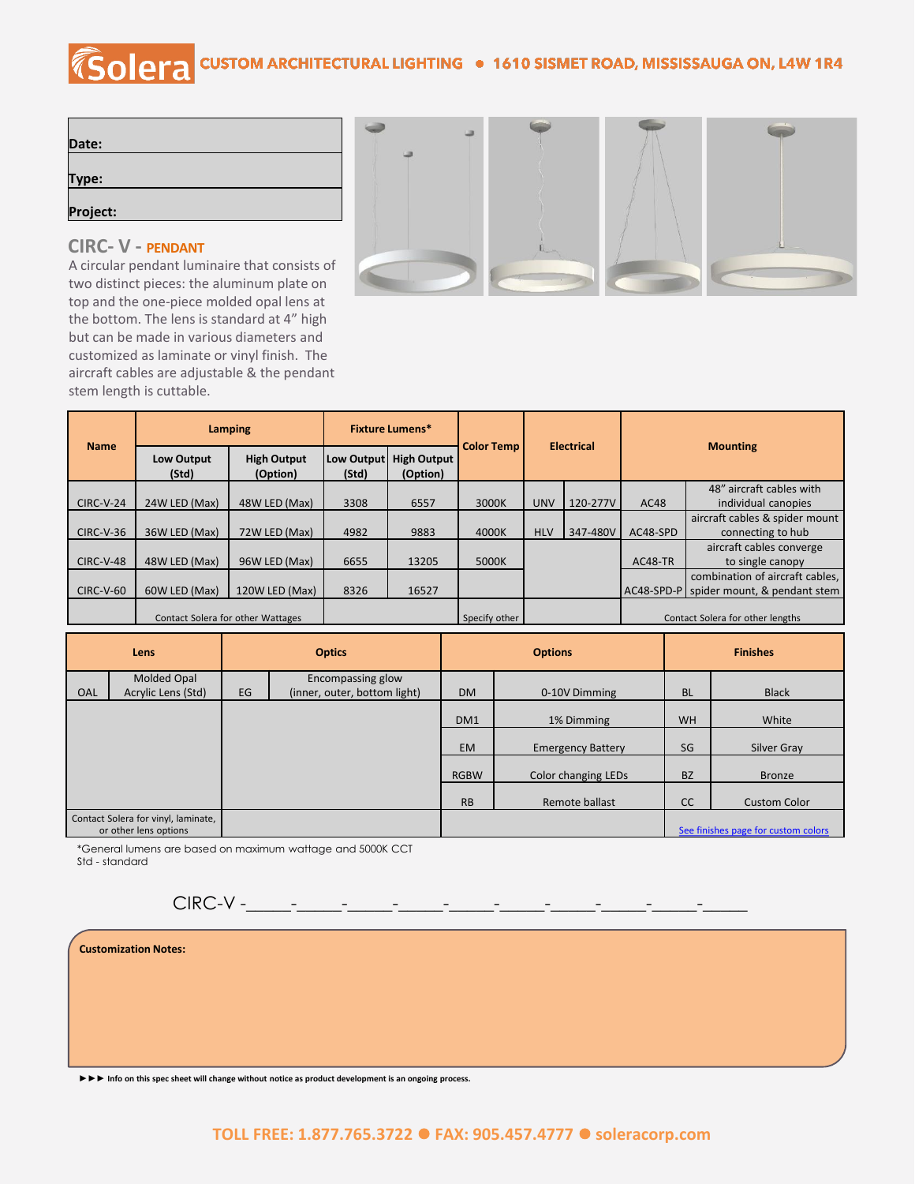**Solera** CUSTOM ARCHITECTURAL LIGHTING ● 1610 SISMET ROAD, MISSISSAUGA ON, L4W 1R4

| |
|---|
| **Date:** |
| **Type:** |
| **Project:** |

## CIRC- V - PENDANT

A circular pendant luminaire that consists of two distinct pieces: the aluminum plate on top and the one-piece molded opal lens at the bottom. The lens is standard at 4" high but can be made in various diameters and customized as laminate or vinyl finish. The aircraft cables are adjustable & the pendant stem length is cuttable.

| Name | Lamping | | Fixture Lumens* | | Color Temp | Electrical | | Mounting | |
|---|---|---|---|---|---|---|---|---|---|
| | Low Output (Std) | High Output (Option) | Low Output (Std) | High Output (Option) | | | | | |
| CIRC-V-24 | 24W LED (Max) | 48W LED (Max) | 3308 | 6557 | 3000K | UNV | 120-277V | AC48 | 48" aircraft cables with individual canopies |
| CIRC-V-36 | 36W LED (Max) | 72W LED (Max) | 4982 | 9883 | 4000K | HLV | 347-480V | AC48-SPD | aircraft cables & spider mount connecting to hub |
| CIRC-V-48 | 48W LED (Max) | 96W LED (Max) | 6655 | 13205 | 5000K | | | AC48-TR | aircraft cables converge to single canopy |
| CIRC-V-60 | 60W LED (Max) | 120W LED (Max) | 8326 | 16527 | | | | AC48-SPD-P | combination of aircraft cables, spider mount, & pendant stem |
| | Contact Solera for other Wattages | | | | Specify other | | | Contact Solera for other lengths | |

| Lens | | Optics | | Options | | Finishes | |
|---|---|---|---|---|---|---|---|
| OAL | Molded Opal Acrylic Lens (Std) | EG | Encompassing glow (inner, outer, bottom light) | DM | 0-10V Dimming | BL | Black |
| | | | | DM1 | 1% Dimming | WH | White |
| | | | | EM | Emergency Battery | SG | Silver Gray |
| | | | | RGBW | Color changing LEDs | BZ | Bronze |
| | | | | RB | Remote ballast | CC | Custom Color |
| Contact Solera for vinyl, laminate, or other lens options | | | | | | See finishes page for custom colors | |

*General lumens are based on maximum wattage and 5000K CCT
Std - standard

CIRC-V -\_\_\_\_\_-\_\_\_\_\_-\_\_\_\_\_-\_\_\_\_\_-\_\_\_\_\_-\_\_\_\_\_-\_\_\_\_\_-\_\_\_\_\_-\_\_\_\_\_-\_\_\_\_\_

**Customization Notes:**

►►► **Info on this spec sheet will change without notice as product development is an ongoing process.**

TOLL FREE: 1.877.765.3722 ● FAX: 905.457.4777 ● soleracorp.com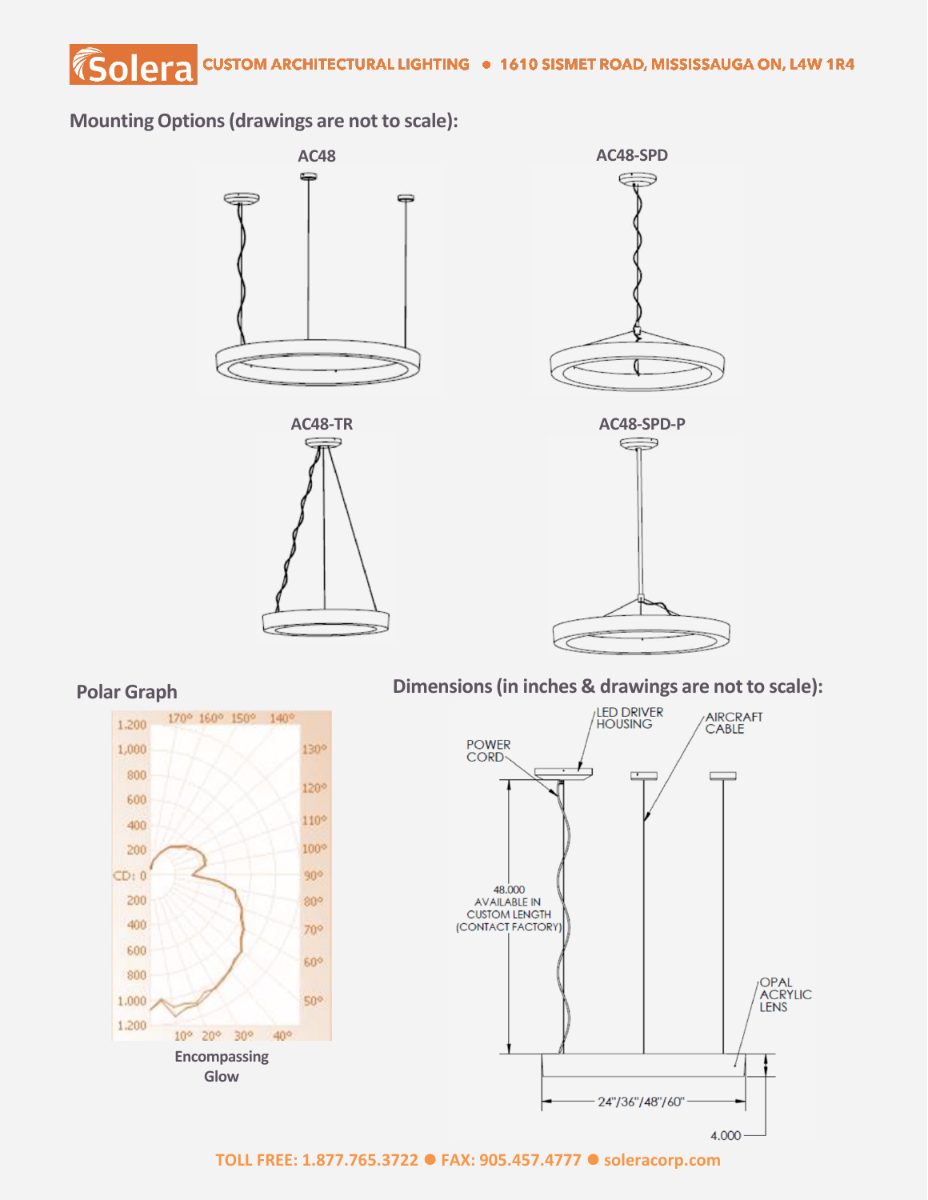## Mounting Options (drawings are not to scale):

AC48

AC48-SPD

AC48-TR

AC48-SPD-P

## Polar Graph

1,200
1,000
800
600
400
200
CD: 0
200
400
600
800
1,000
1,200

170° 160° 150° 140°
130°
120°
110°
100°
90°
80°
70°
60°
50°
10° 20° 30° 40°

Encompassing Glow

## Dimensions (in inches & drawings are not to scale):

LED DRIVER HOUSING

AIRCRAFT CABLE

POWER CORD

48.000 AVAILABLE IN CUSTOM LENGTH (CONTACT FACTORY)

OPAL ACRYLIC LENS

24"/36"/48"/60"

4.000